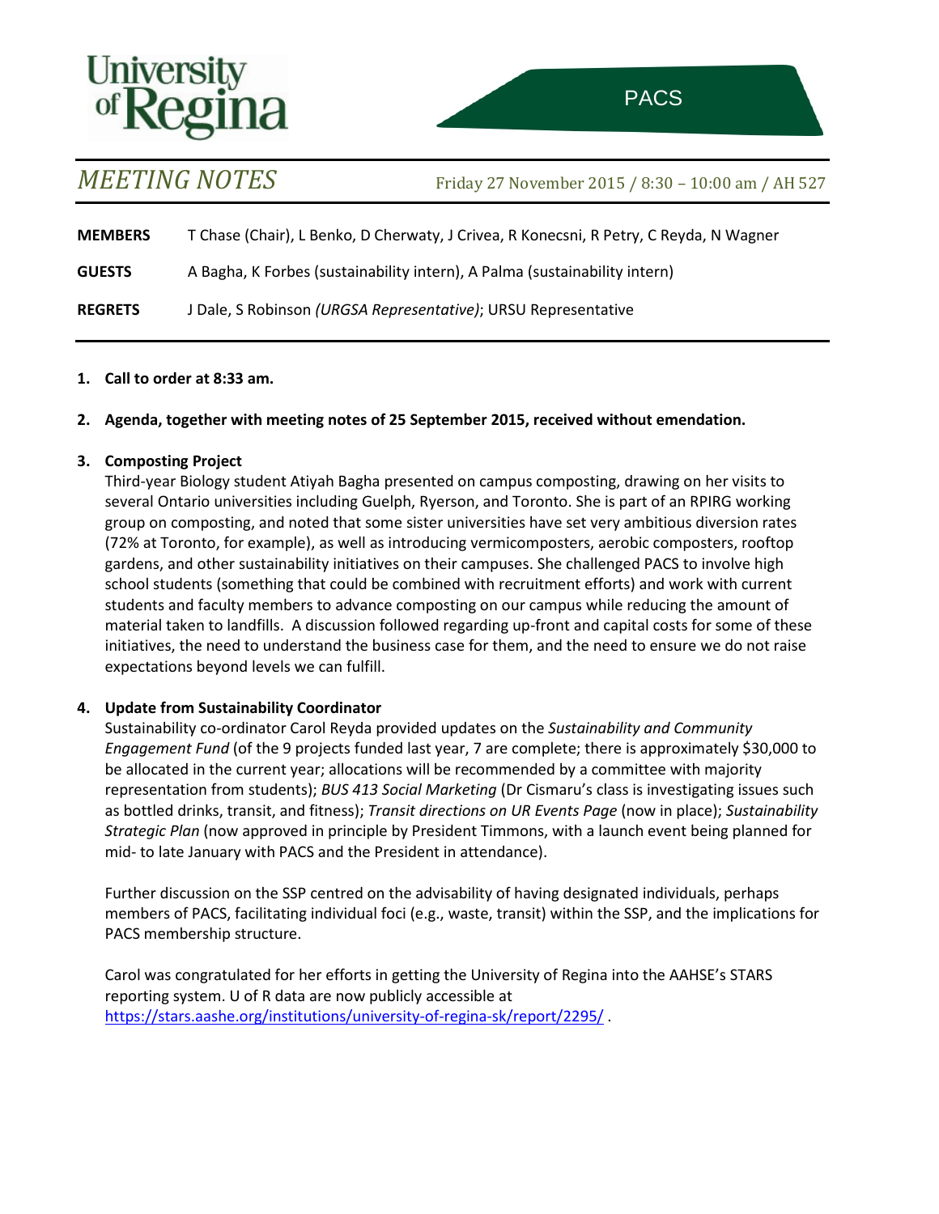University of Regina

PACS

# *MEETING NOTES*

Friday 27 November 2015 / 8:30 – 10:00 am / AH 527

**MEMBERS** T Chase (Chair), L Benko, D Cherwaty, J Crivea, R Konecsni, R Petry, C Reyda, N Wagner

**GUESTS** A Bagha, K Forbes (sustainability intern), A Palma (sustainability intern)

**REGRETS** J Dale, S Robinson *(URGSA Representative)*; URSU Representative

1. **Call to order at 8:33 am.**

2. **Agenda, together with meeting notes of 25 September 2015, received without emendation.**

3. **Composting Project**

   Third-year Biology student Atiyah Bagha presented on campus composting, drawing on her visits to several Ontario universities including Guelph, Ryerson, and Toronto. She is part of an RPIRG working group on composting, and noted that some sister universities have set very ambitious diversion rates (72% at Toronto, for example), as well as introducing vermicomposters, aerobic composters, rooftop gardens, and other sustainability initiatives on their campuses. She challenged PACS to involve high school students (something that could be combined with recruitment efforts) and work with current students and faculty members to advance composting on our campus while reducing the amount of material taken to landfills. A discussion followed regarding up-front and capital costs for some of these initiatives, the need to understand the business case for them, and the need to ensure we do not raise expectations beyond levels we can fulfill.

4. **Update from Sustainability Coordinator**

   Sustainability co-ordinator Carol Reyda provided updates on the *Sustainability and Community Engagement Fund* (of the 9 projects funded last year, 7 are complete; there is approximately $30,000 to be allocated in the current year; allocations will be recommended by a committee with majority representation from students); *BUS 413 Social Marketing* (Dr Cismaru's class is investigating issues such as bottled drinks, transit, and fitness); *Transit directions on UR Events Page* (now in place); *Sustainability Strategic Plan* (now approved in principle by President Timmons, with a launch event being planned for mid- to late January with PACS and the President in attendance).

   Further discussion on the SSP centred on the advisability of having designated individuals, perhaps members of PACS, facilitating individual foci (e.g., waste, transit) within the SSP, and the implications for PACS membership structure.

   Carol was congratulated for her efforts in getting the University of Regina into the AAHSE's STARS reporting system. U of R data are now publicly accessible at https://stars.aashe.org/institutions/university-of-regina-sk/report/2295/ .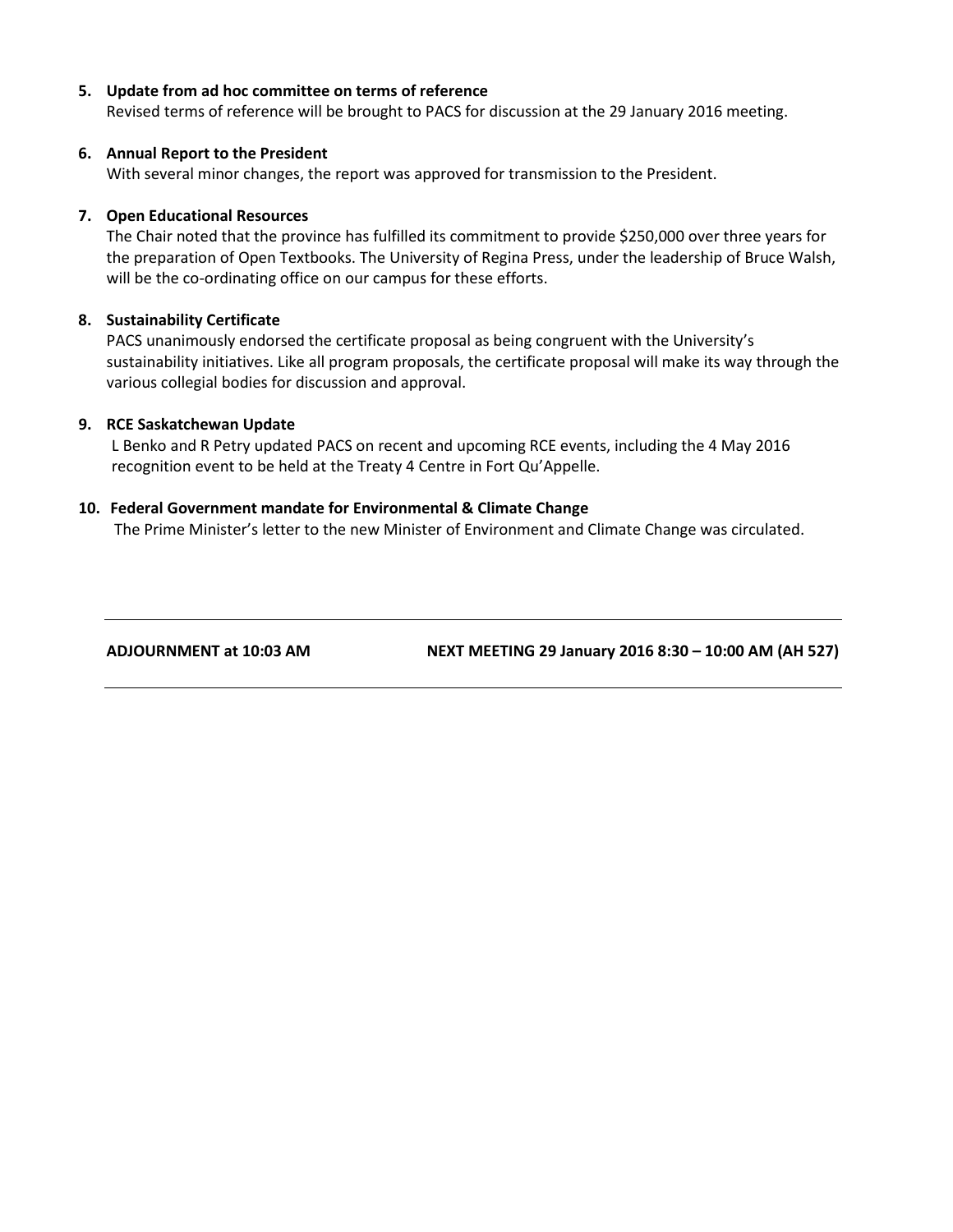**5. Update from ad hoc committee on terms of reference**

Revised terms of reference will be brought to PACS for discussion at the 29 January 2016 meeting.

**6. Annual Report to the President**

With several minor changes, the report was approved for transmission to the President.

**7. Open Educational Resources**

The Chair noted that the province has fulfilled its commitment to provide $250,000 over three years for the preparation of Open Textbooks. The University of Regina Press, under the leadership of Bruce Walsh, will be the co-ordinating office on our campus for these efforts.

**8. Sustainability Certificate**

PACS unanimously endorsed the certificate proposal as being congruent with the University's sustainability initiatives. Like all program proposals, the certificate proposal will make its way through the various collegial bodies for discussion and approval.

**9. RCE Saskatchewan Update**

L Benko and R Petry updated PACS on recent and upcoming RCE events, including the 4 May 2016 recognition event to be held at the Treaty 4 Centre in Fort Qu'Appelle.

**10. Federal Government mandate for Environmental & Climate Change**

The Prime Minister's letter to the new Minister of Environment and Climate Change was circulated.

---

**ADJOURNMENT at 10:03 AM** **NEXT MEETING 29 January 2016 8:30 – 10:00 AM (AH 527)**

---